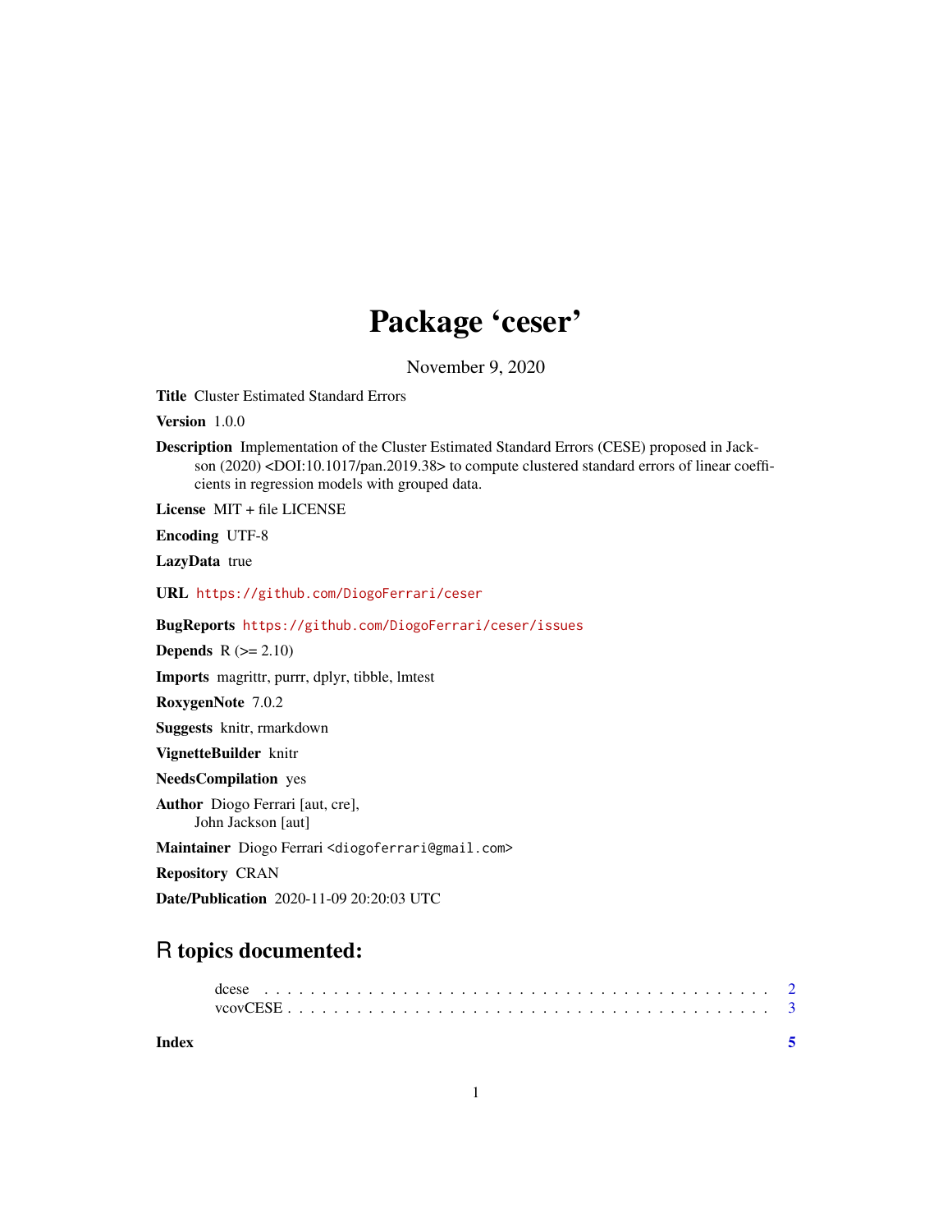# Package 'ceser'

November 9, 2020

**Title** Cluster Estimated Standard Errors

**Version** 1.0.0

**Description** Implementation of the Cluster Estimated Standard Errors (CESE) proposed in Jackson (2020) <DOI:10.1017/pan.2019.38> to compute clustered standard errors of linear coefficients in regression models with grouped data.

**License** MIT + file LICENSE

**Encoding** UTF-8

**LazyData** true

**URL** https://github.com/DiogoFerrari/ceser

**BugReports** https://github.com/DiogoFerrari/ceser/issues

**Depends** R (>= 2.10)

**Imports** magrittr, purrr, dplyr, tibble, lmtest

**RoxygenNote** 7.0.2

**Suggests** knitr, rmarkdown

**VignetteBuilder** knitr

**NeedsCompilation** yes

**Author** Diogo Ferrari [aut, cre],
John Jackson [aut]

**Maintainer** Diogo Ferrari <diogoferrari@gmail.com>

**Repository** CRAN

**Date/Publication** 2020-11-09 20:20:03 UTC

## R topics documented:

dcese . . . . . . . . . . . . . . . . . . . . . . . . . . . . . . . . . . . . . . . . . . 2
vcovCESE . . . . . . . . . . . . . . . . . . . . . . . . . . . . . . . . . . . . . . . . 3

**Index** 5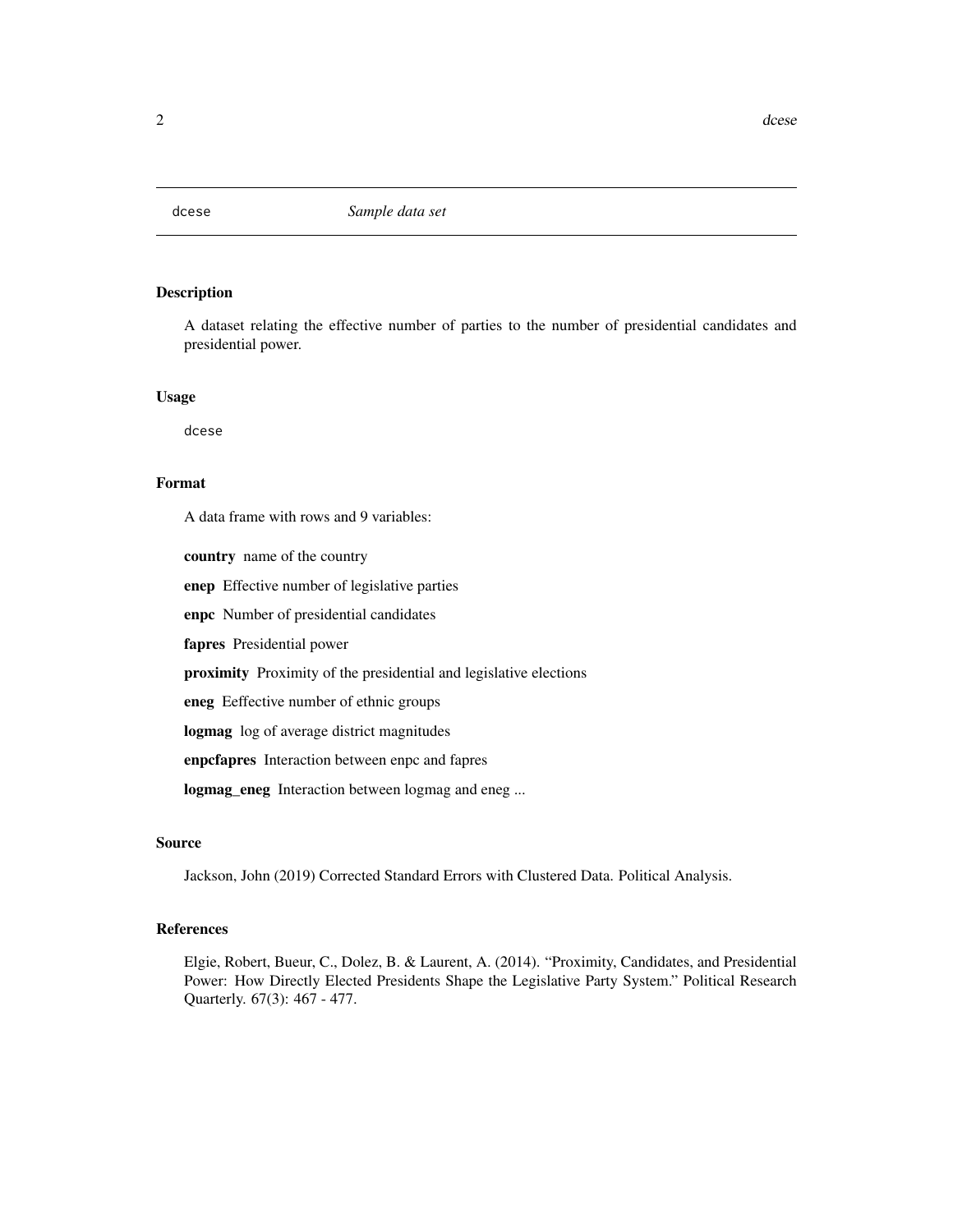# dcese *Sample data set*

## Description

A dataset relating the effective number of parties to the number of presidential candidates and presidential power.

## Usage

```
dcese
```

## Format

A data frame with rows and 9 variables:

**country** name of the country

**enep** Effective number of legislative parties

**enpc** Number of presidential candidates

**fapres** Presidential power

**proximity** Proximity of the presidential and legislative elections

**eneg** Eeffective number of ethnic groups

**logmag** log of average district magnitudes

**enpcfapres** Interaction between enpc and fapres

**logmag_eneg** Interaction between logmag and eneg ...

## Source

Jackson, John (2019) Corrected Standard Errors with Clustered Data. Political Analysis.

## References

Elgie, Robert, Bueur, C., Dolez, B. & Laurent, A. (2014). "Proximity, Candidates, and Presidential Power: How Directly Elected Presidents Shape the Legislative Party System." Political Research Quarterly. 67(3): 467 - 477.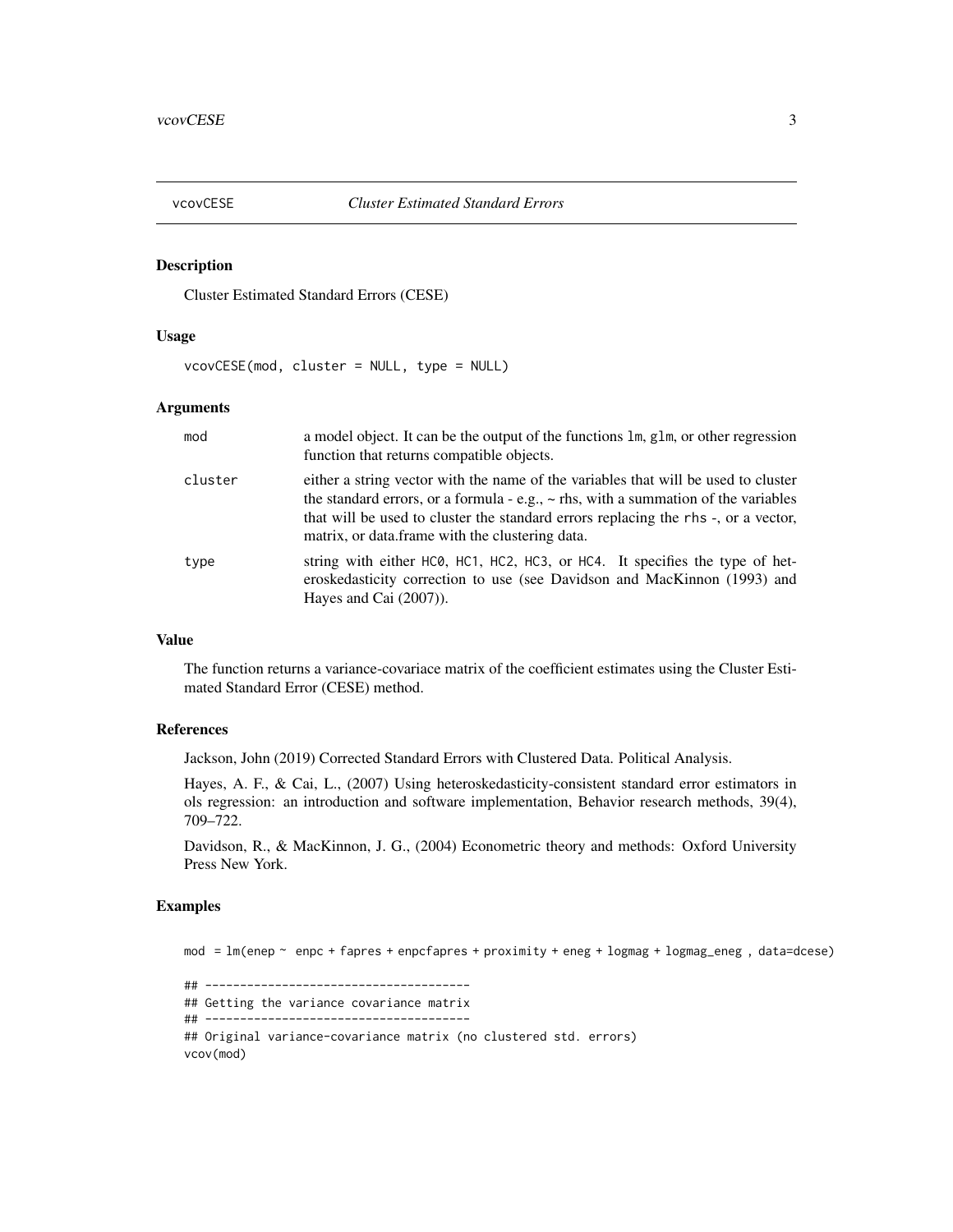vcovCESE *Cluster Estimated Standard Errors*

### Description

Cluster Estimated Standard Errors (CESE)

### Usage

```
vcovCESE(mod, cluster = NULL, type = NULL)
```

### Arguments

| | |
|---|---|
| mod | a model object. It can be the output of the functions `lm`, `glm`, or other regression function that returns compatible objects. |
| cluster | either a string vector with the name of the variables that will be used to cluster the standard errors, or a formula - e.g., ~ rhs, with a summation of the variables that will be used to cluster the standard errors replacing the `rhs` -, or a vector, matrix, or data.frame with the clustering data. |
| type | string with either `HC0`, `HC1`, `HC2`, `HC3`, or `HC4`. It specifies the type of heteroskedasticity correction to use (see Davidson and MacKinnon (1993) and Hayes and Cai (2007)). |

### Value

The function returns a variance-covariace matrix of the coefficient estimates using the Cluster Estimated Standard Error (CESE) method.

### References

Jackson, John (2019) Corrected Standard Errors with Clustered Data. Political Analysis.

Hayes, A. F., & Cai, L., (2007) Using heteroskedasticity-consistent standard error estimators in ols regression: an introduction and software implementation, Behavior research methods, 39(4), 709–722.

Davidson, R., & MacKinnon, J. G., (2004) Econometric theory and methods: Oxford University Press New York.

### Examples

```
mod  = lm(enep ~  enpc + fapres + enpcfapres + proximity + eneg + logmag + logmag_eneg , data=dcese)

## --------------------------------------
## Getting the variance covariance matrix
## --------------------------------------
## Original variance-covariance matrix (no clustered std. errors)
vcov(mod)
```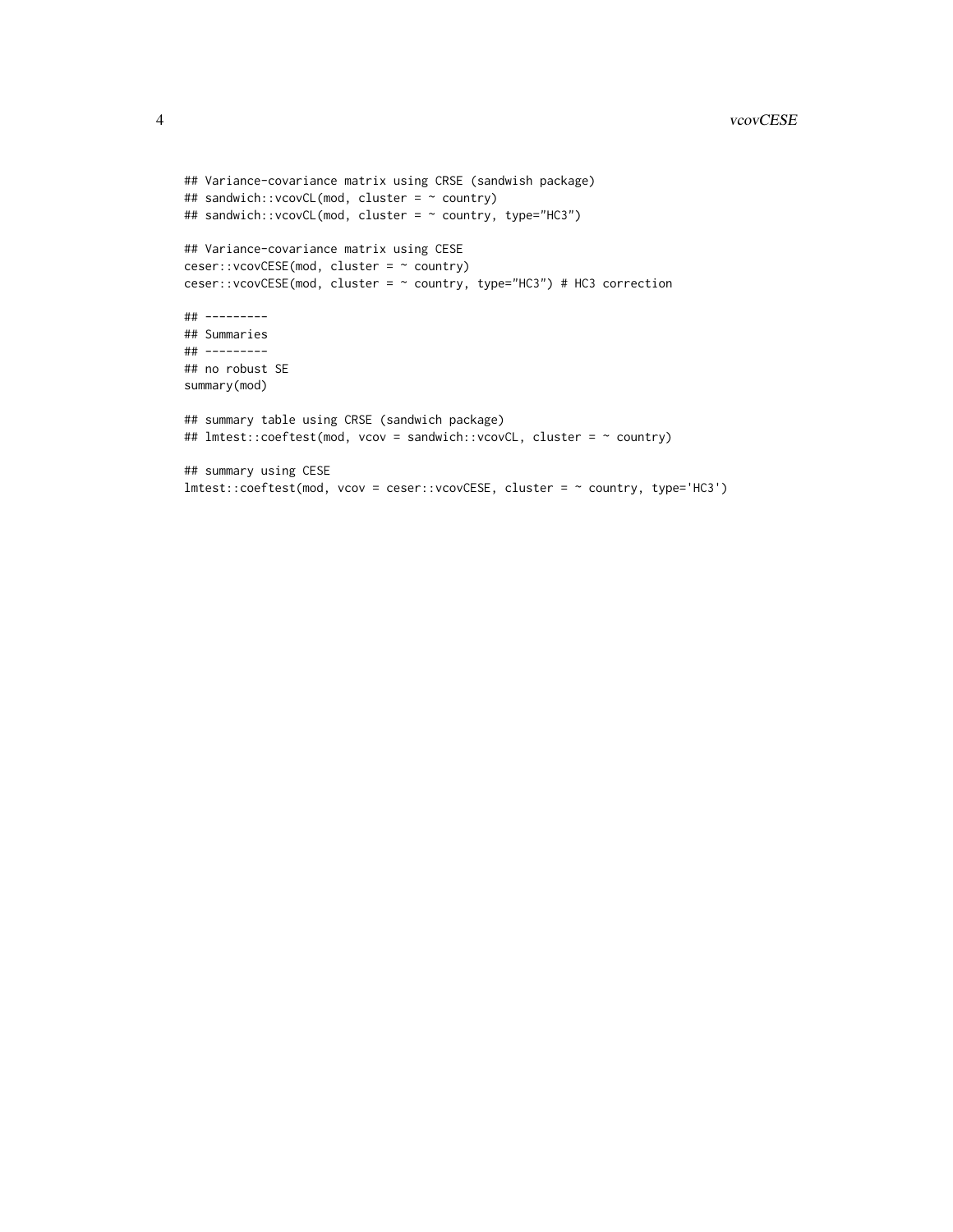```
## Variance-covariance matrix using CRSE (sandwish package)
## sandwich::vcovCL(mod, cluster = ~ country)
## sandwich::vcovCL(mod, cluster = ~ country, type="HC3")

## Variance-covariance matrix using CESE
ceser::vcovCESE(mod, cluster = ~ country)
ceser::vcovCESE(mod, cluster = ~ country, type="HC3") # HC3 correction

## ---------
## Summaries
## ---------
## no robust SE
summary(mod)

## summary table using CRSE (sandwich package)
## lmtest::coeftest(mod, vcov = sandwich::vcovCL, cluster = ~ country)

## summary using CESE
lmtest::coeftest(mod, vcov = ceser::vcovCESE, cluster = ~ country, type='HC3')
```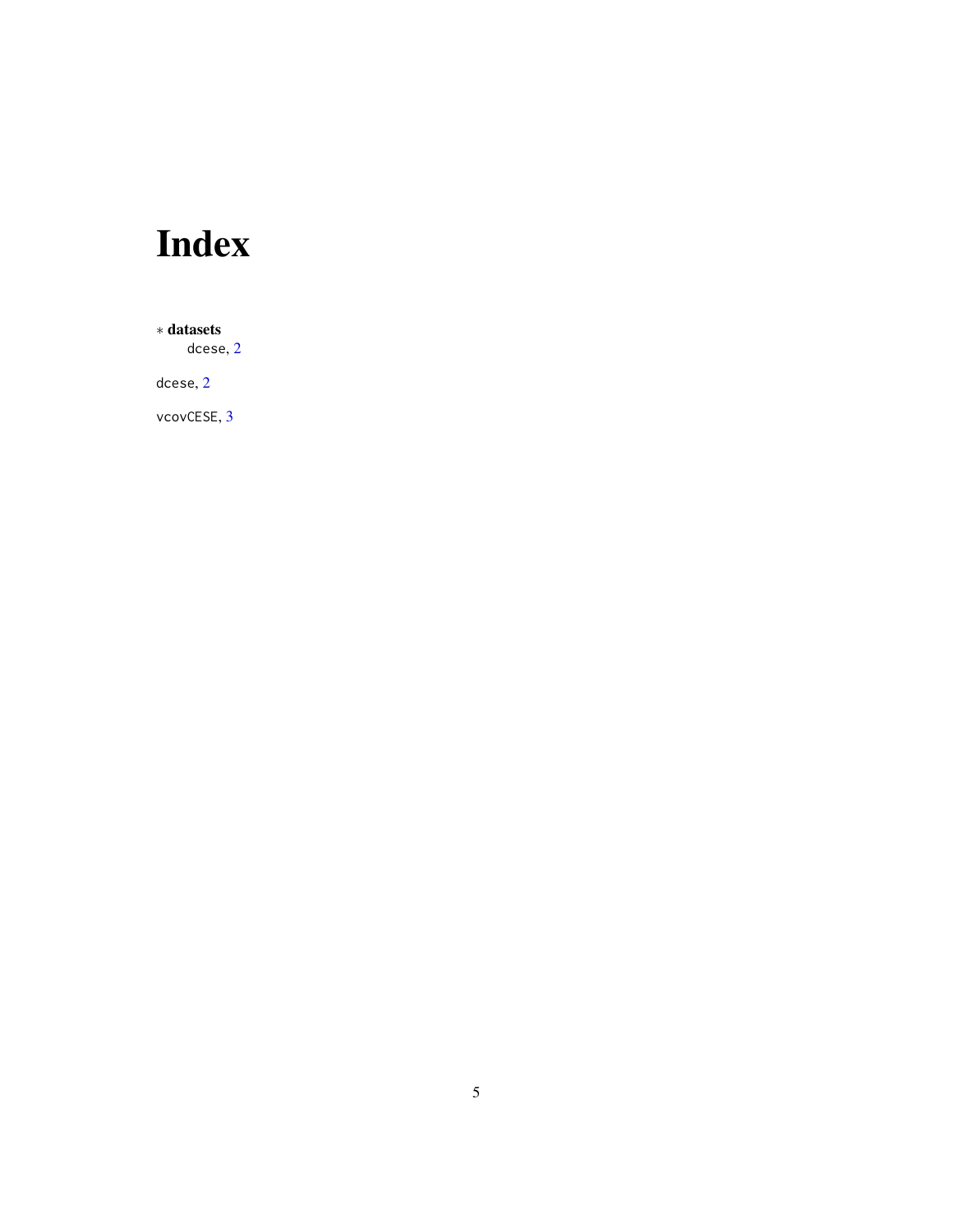# Index

∗ **datasets**
  dcese, 2

dcese, 2

vcovCESE, 3